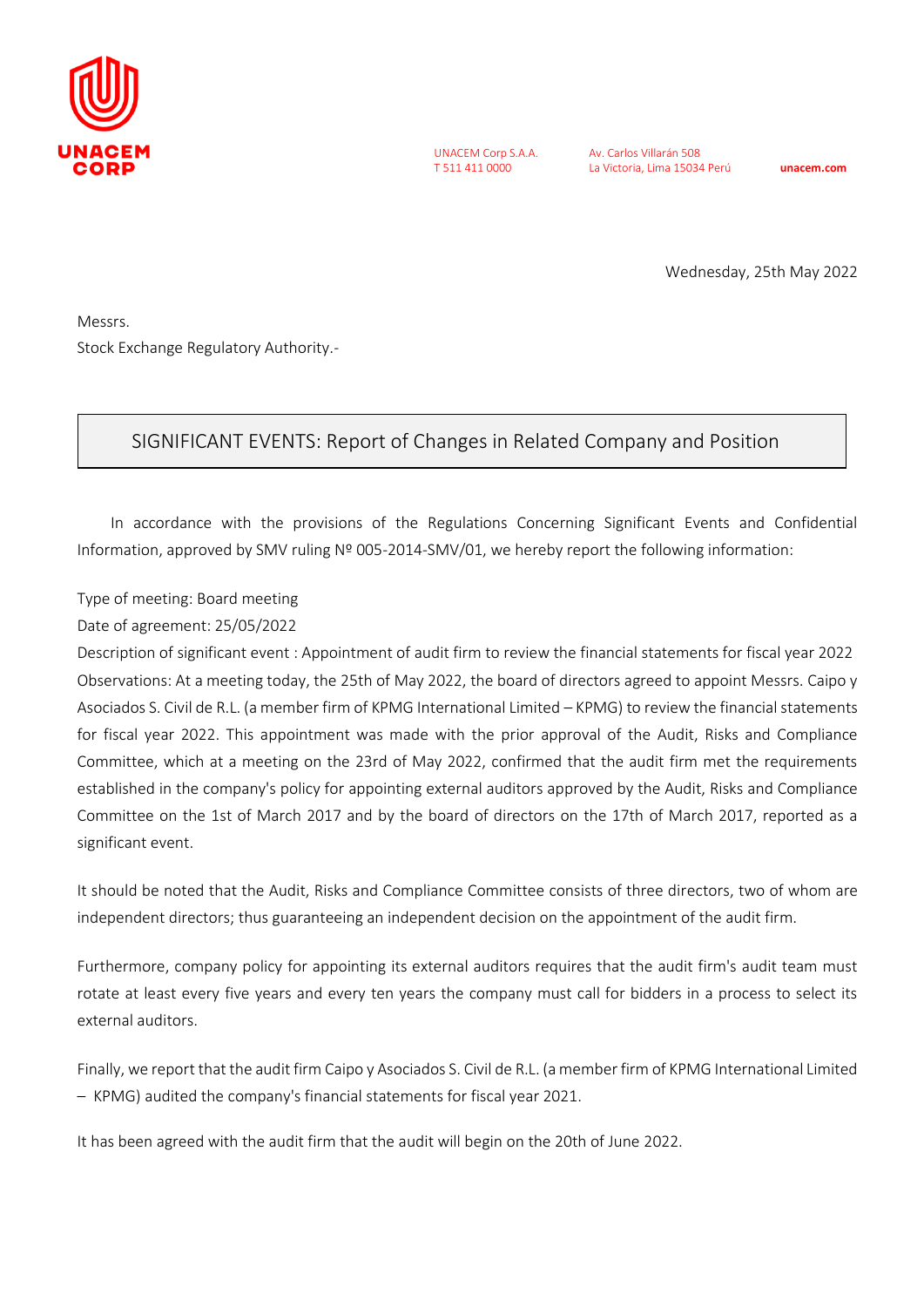UNACEM CORP

UNACEM Corp S.A.A.
T 511 411 0000

Av. Carlos Villarán 508
La Victoria, Lima 15034 Perú

unacem.com

Wednesday, 25th May 2022

Messrs.
Stock Exchange Regulatory Authority.-

## SIGNIFICANT EVENTS: Report of Changes in Related Company and Position

In accordance with the provisions of the Regulations Concerning Significant Events and Confidential Information, approved by SMV ruling Nº 005-2014-SMV/01, we hereby report the following information:

Type of meeting: Board meeting

Date of agreement: 25/05/2022

Description of significant event : Appointment of audit firm to review the financial statements for fiscal year 2022

Observations: At a meeting today, the 25th of May 2022, the board of directors agreed to appoint Messrs. Caipo y Asociados S. Civil de R.L. (a member firm of KPMG International Limited – KPMG) to review the financial statements for fiscal year 2022. This appointment was made with the prior approval of the Audit, Risks and Compliance Committee, which at a meeting on the 23rd of May 2022, confirmed that the audit firm met the requirements established in the company's policy for appointing external auditors approved by the Audit, Risks and Compliance Committee on the 1st of March 2017 and by the board of directors on the 17th of March 2017, reported as a significant event.

It should be noted that the Audit, Risks and Compliance Committee consists of three directors, two of whom are independent directors; thus guaranteeing an independent decision on the appointment of the audit firm.

Furthermore, company policy for appointing its external auditors requires that the audit firm's audit team must rotate at least every five years and every ten years the company must call for bidders in a process to select its external auditors.

Finally, we report that the audit firm Caipo y Asociados S. Civil de R.L. (a member firm of KPMG International Limited – KPMG) audited the company's financial statements for fiscal year 2021.

It has been agreed with the audit firm that the audit will begin on the 20th of June 2022.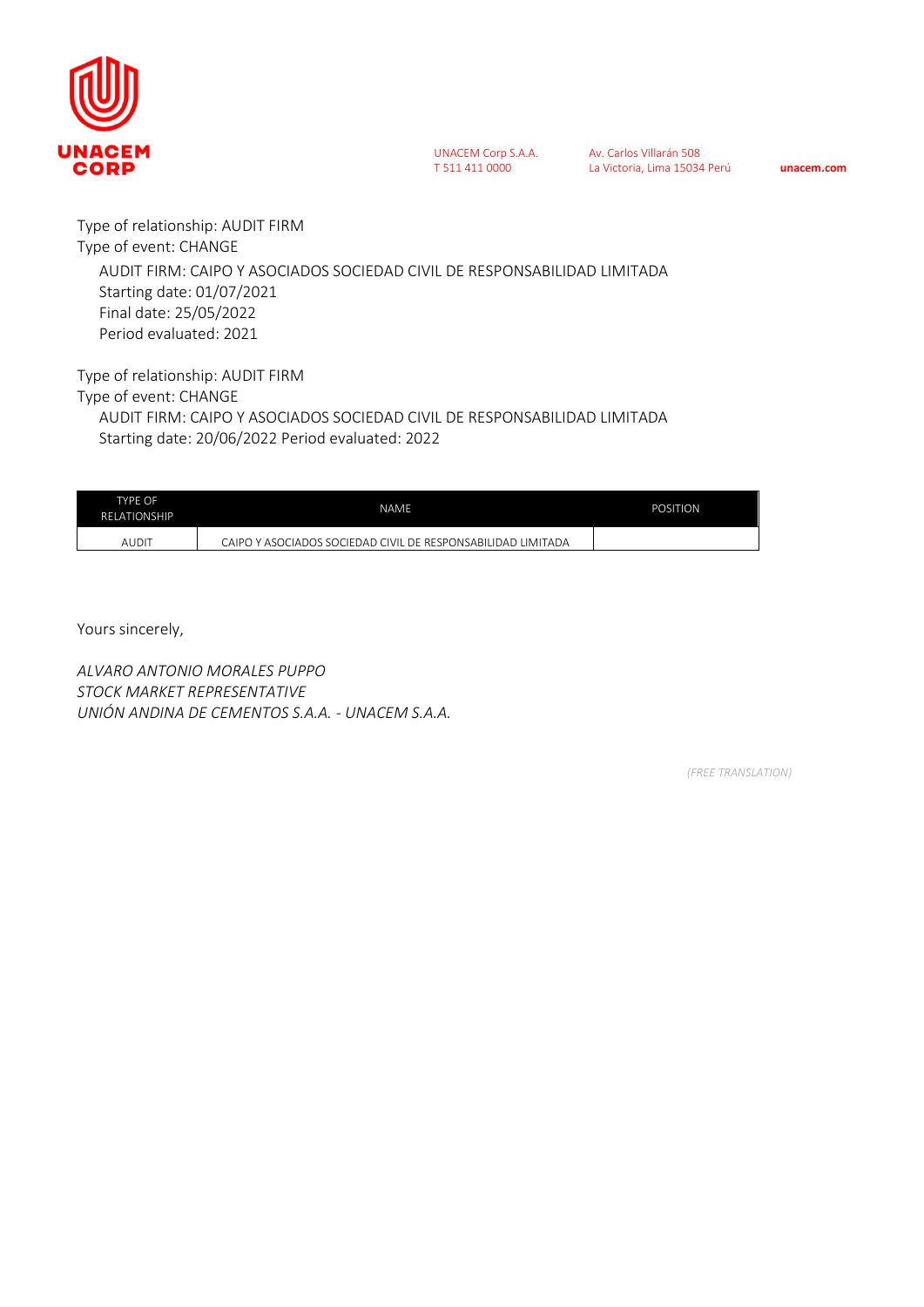Type of relationship: AUDIT FIRM
Type of event: CHANGE

AUDIT FIRM: CAIPO Y ASOCIADOS SOCIEDAD CIVIL DE RESPONSABILIDAD LIMITADA
Starting date: 01/07/2021
Final date: 25/05/2022
Period evaluated: 2021

Type of relationship: AUDIT FIRM
Type of event: CHANGE

AUDIT FIRM: CAIPO Y ASOCIADOS SOCIEDAD CIVIL DE RESPONSABILIDAD LIMITADA
Starting date: 20/06/2022 Period evaluated: 2022

| TYPE OF RELATIONSHIP | NAME | POSITION |
| --- | --- | --- |
| AUDIT | CAIPO Y ASOCIADOS SOCIEDAD CIVIL DE RESPONSABILIDAD LIMITADA | |

Yours sincerely,

*ALVARO ANTONIO MORALES PUPPO*
*STOCK MARKET REPRESENTATIVE*
*UNIÓN ANDINA DE CEMENTOS S.A.A. - UNACEM S.A.A.*

*(FREE TRANSLATION)*